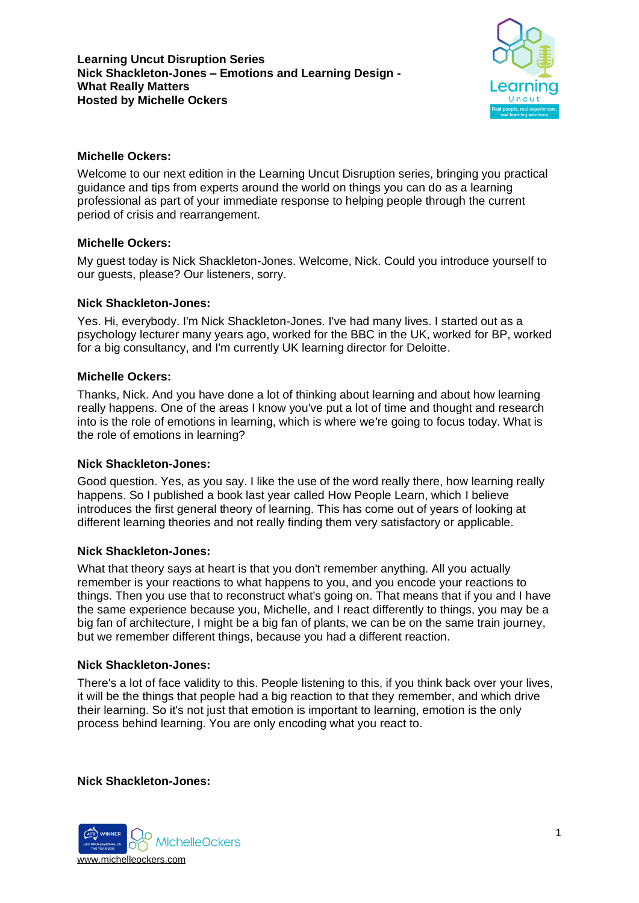**Learning Uncut Disruption Series**
**Nick Shackleton-Jones – Emotions and Learning Design - What Really Matters**
**Hosted by Michelle Ockers**

**Michelle Ockers:**

Welcome to our next edition in the Learning Uncut Disruption series, bringing you practical guidance and tips from experts around the world on things you can do as a learning professional as part of your immediate response to helping people through the current period of crisis and rearrangement.

**Michelle Ockers:**

My guest today is Nick Shackleton-Jones. Welcome, Nick. Could you introduce yourself to our guests, please? Our listeners, sorry.

**Nick Shackleton-Jones:**

Yes. Hi, everybody. I'm Nick Shackleton-Jones. I've had many lives. I started out as a psychology lecturer many years ago, worked for the BBC in the UK, worked for BP, worked for a big consultancy, and I'm currently UK learning director for Deloitte.

**Michelle Ockers:**

Thanks, Nick. And you have done a lot of thinking about learning and about how learning really happens. One of the areas I know you've put a lot of time and thought and research into is the role of emotions in learning, which is where we're going to focus today. What is the role of emotions in learning?

**Nick Shackleton-Jones:**

Good question. Yes, as you say. I like the use of the word really there, how learning really happens. So I published a book last year called How People Learn, which I believe introduces the first general theory of learning. This has come out of years of looking at different learning theories and not really finding them very satisfactory or applicable.

**Nick Shackleton-Jones:**

What that theory says at heart is that you don't remember anything. All you actually remember is your reactions to what happens to you, and you encode your reactions to things. Then you use that to reconstruct what's going on. That means that if you and I have the same experience because you, Michelle, and I react differently to things, you may be a big fan of architecture, I might be a big fan of plants, we can be on the same train journey, but we remember different things, because you had a different reaction.

**Nick Shackleton-Jones:**

There's a lot of face validity to this. People listening to this, if you think back over your lives, it will be the things that people had a big reaction to that they remember, and which drive their learning. So it's not just that emotion is important to learning, emotion is the only process behind learning. You are only encoding what you react to.

**Nick Shackleton-Jones:**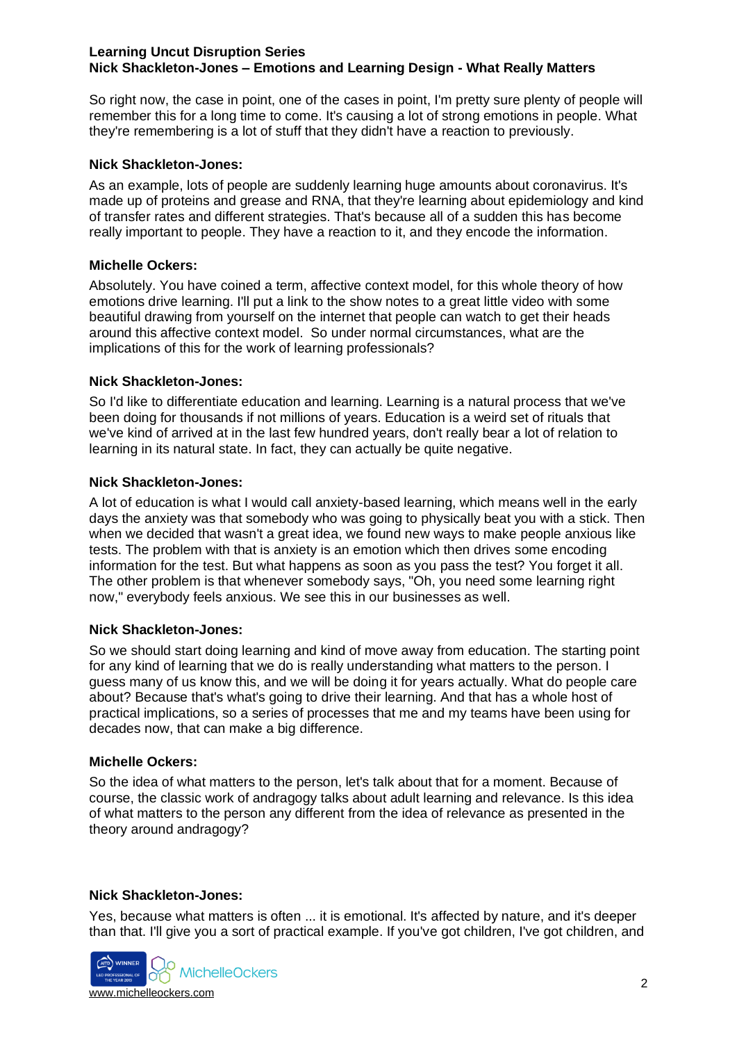So right now, the case in point, one of the cases in point, I'm pretty sure plenty of people will remember this for a long time to come. It's causing a lot of strong emotions in people. What they're remembering is a lot of stuff that they didn't have a reaction to previously.

**Nick Shackleton-Jones:**

As an example, lots of people are suddenly learning huge amounts about coronavirus. It's made up of proteins and grease and RNA, that they're learning about epidemiology and kind of transfer rates and different strategies. That's because all of a sudden this has become really important to people. They have a reaction to it, and they encode the information.

**Michelle Ockers:**

Absolutely. You have coined a term, affective context model, for this whole theory of how emotions drive learning. I'll put a link to the show notes to a great little video with some beautiful drawing from yourself on the internet that people can watch to get their heads around this affective context model. So under normal circumstances, what are the implications of this for the work of learning professionals?

**Nick Shackleton-Jones:**

So I'd like to differentiate education and learning. Learning is a natural process that we've been doing for thousands if not millions of years. Education is a weird set of rituals that we've kind of arrived at in the last few hundred years, don't really bear a lot of relation to learning in its natural state. In fact, they can actually be quite negative.

**Nick Shackleton-Jones:**

A lot of education is what I would call anxiety-based learning, which means well in the early days the anxiety was that somebody who was going to physically beat you with a stick. Then when we decided that wasn't a great idea, we found new ways to make people anxious like tests. The problem with that is anxiety is an emotion which then drives some encoding information for the test. But what happens as soon as you pass the test? You forget it all. The other problem is that whenever somebody says, "Oh, you need some learning right now," everybody feels anxious. We see this in our businesses as well.

**Nick Shackleton-Jones:**

So we should start doing learning and kind of move away from education. The starting point for any kind of learning that we do is really understanding what matters to the person. I guess many of us know this, and we will be doing it for years actually. What do people care about? Because that's what's going to drive their learning. And that has a whole host of practical implications, so a series of processes that me and my teams have been using for decades now, that can make a big difference.

**Michelle Ockers:**

So the idea of what matters to the person, let's talk about that for a moment. Because of course, the classic work of andragogy talks about adult learning and relevance. Is this idea of what matters to the person any different from the idea of relevance as presented in the theory around andragogy?

**Nick Shackleton-Jones:**

Yes, because what matters is often ... it is emotional. It's affected by nature, and it's deeper than that. I'll give you a sort of practical example. If you've got children, I've got children, and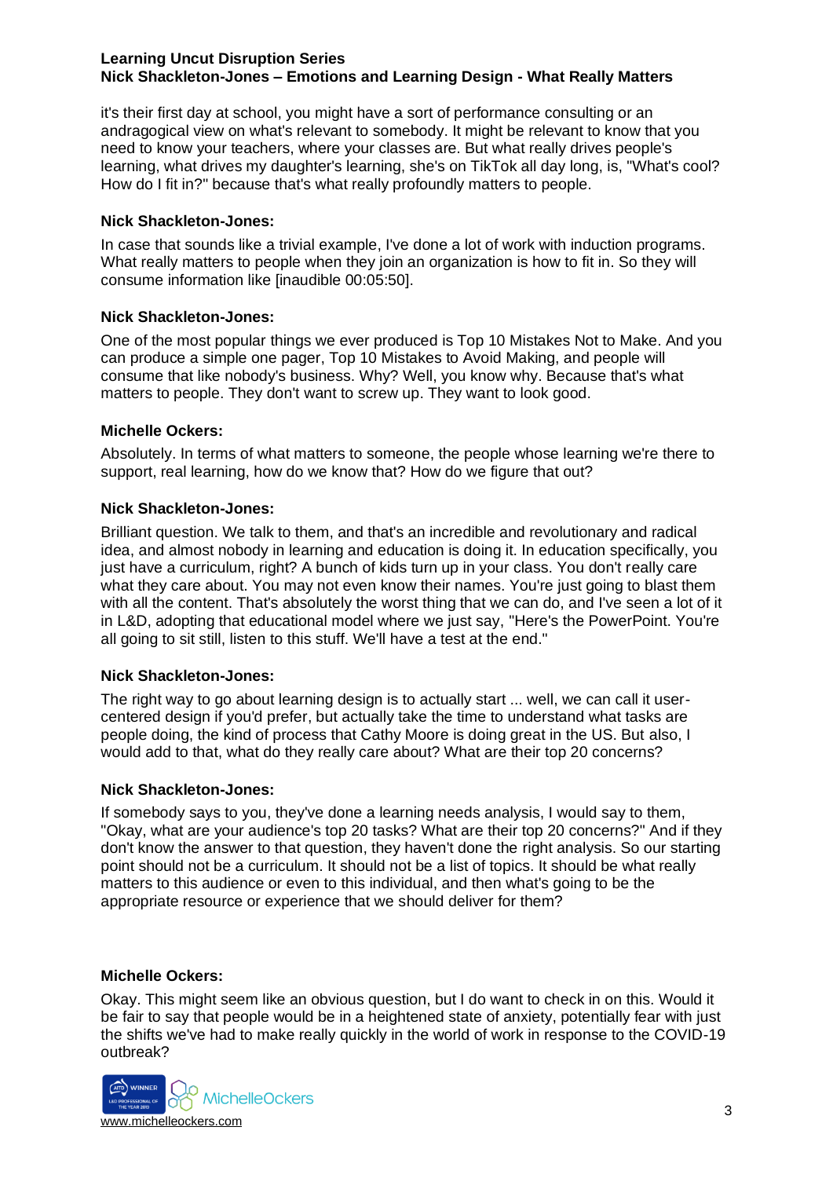it's their first day at school, you might have a sort of performance consulting or an andragogical view on what's relevant to somebody. It might be relevant to know that you need to know your teachers, where your classes are. But what really drives people's learning, what drives my daughter's learning, she's on TikTok all day long, is, "What's cool? How do I fit in?" because that's what really profoundly matters to people.

**Nick Shackleton-Jones:**

In case that sounds like a trivial example, I've done a lot of work with induction programs. What really matters to people when they join an organization is how to fit in. So they will consume information like [inaudible 00:05:50].

**Nick Shackleton-Jones:**

One of the most popular things we ever produced is Top 10 Mistakes Not to Make. And you can produce a simple one pager, Top 10 Mistakes to Avoid Making, and people will consume that like nobody's business. Why? Well, you know why. Because that's what matters to people. They don't want to screw up. They want to look good.

**Michelle Ockers:**

Absolutely. In terms of what matters to someone, the people whose learning we're there to support, real learning, how do we know that? How do we figure that out?

**Nick Shackleton-Jones:**

Brilliant question. We talk to them, and that's an incredible and revolutionary and radical idea, and almost nobody in learning and education is doing it. In education specifically, you just have a curriculum, right? A bunch of kids turn up in your class. You don't really care what they care about. You may not even know their names. You're just going to blast them with all the content. That's absolutely the worst thing that we can do, and I've seen a lot of it in L&D, adopting that educational model where we just say, "Here's the PowerPoint. You're all going to sit still, listen to this stuff. We'll have a test at the end."

**Nick Shackleton-Jones:**

The right way to go about learning design is to actually start ... well, we can call it user-centered design if you'd prefer, but actually take the time to understand what tasks are people doing, the kind of process that Cathy Moore is doing great in the US. But also, I would add to that, what do they really care about? What are their top 20 concerns?

**Nick Shackleton-Jones:**

If somebody says to you, they've done a learning needs analysis, I would say to them, "Okay, what are your audience's top 20 tasks? What are their top 20 concerns?" And if they don't know the answer to that question, they haven't done the right analysis. So our starting point should not be a curriculum. It should not be a list of topics. It should be what really matters to this audience or even to this individual, and then what's going to be the appropriate resource or experience that we should deliver for them?

**Michelle Ockers:**

Okay. This might seem like an obvious question, but I do want to check in on this. Would it be fair to say that people would be in a heightened state of anxiety, potentially fear with just the shifts we've had to make really quickly in the world of work in response to the COVID-19 outbreak?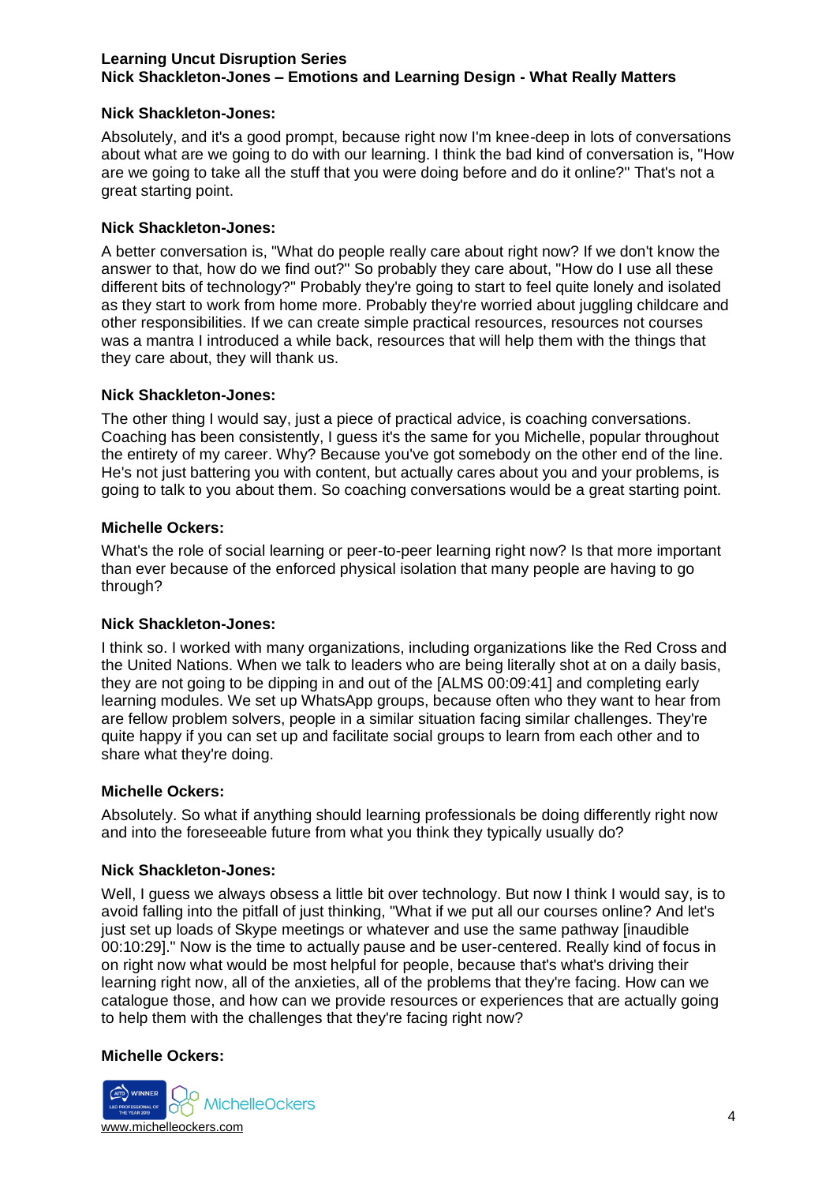**Nick Shackleton-Jones:**

Absolutely, and it's a good prompt, because right now I'm knee-deep in lots of conversations about what are we going to do with our learning. I think the bad kind of conversation is, "How are we going to take all the stuff that you were doing before and do it online?" That's not a great starting point.

**Nick Shackleton-Jones:**

A better conversation is, "What do people really care about right now? If we don't know the answer to that, how do we find out?" So probably they care about, "How do I use all these different bits of technology?" Probably they're going to start to feel quite lonely and isolated as they start to work from home more. Probably they're worried about juggling childcare and other responsibilities. If we can create simple practical resources, resources not courses was a mantra I introduced a while back, resources that will help them with the things that they care about, they will thank us.

**Nick Shackleton-Jones:**

The other thing I would say, just a piece of practical advice, is coaching conversations. Coaching has been consistently, I guess it's the same for you Michelle, popular throughout the entirety of my career. Why? Because you've got somebody on the other end of the line. He's not just battering you with content, but actually cares about you and your problems, is going to talk to you about them. So coaching conversations would be a great starting point.

**Michelle Ockers:**

What's the role of social learning or peer-to-peer learning right now? Is that more important than ever because of the enforced physical isolation that many people are having to go through?

**Nick Shackleton-Jones:**

I think so. I worked with many organizations, including organizations like the Red Cross and the United Nations. When we talk to leaders who are being literally shot at on a daily basis, they are not going to be dipping in and out of the [ALMS 00:09:41] and completing early learning modules. We set up WhatsApp groups, because often who they want to hear from are fellow problem solvers, people in a similar situation facing similar challenges. They're quite happy if you can set up and facilitate social groups to learn from each other and to share what they're doing.

**Michelle Ockers:**

Absolutely. So what if anything should learning professionals be doing differently right now and into the foreseeable future from what you think they typically usually do?

**Nick Shackleton-Jones:**

Well, I guess we always obsess a little bit over technology. But now I think I would say, is to avoid falling into the pitfall of just thinking, "What if we put all our courses online? And let's just set up loads of Skype meetings or whatever and use the same pathway [inaudible 00:10:29]." Now is the time to actually pause and be user-centered. Really kind of focus in on right now what would be most helpful for people, because that's what's driving their learning right now, all of the anxieties, all of the problems that they're facing. How can we catalogue those, and how can we provide resources or experiences that are actually going to help them with the challenges that they're facing right now?

**Michelle Ockers:**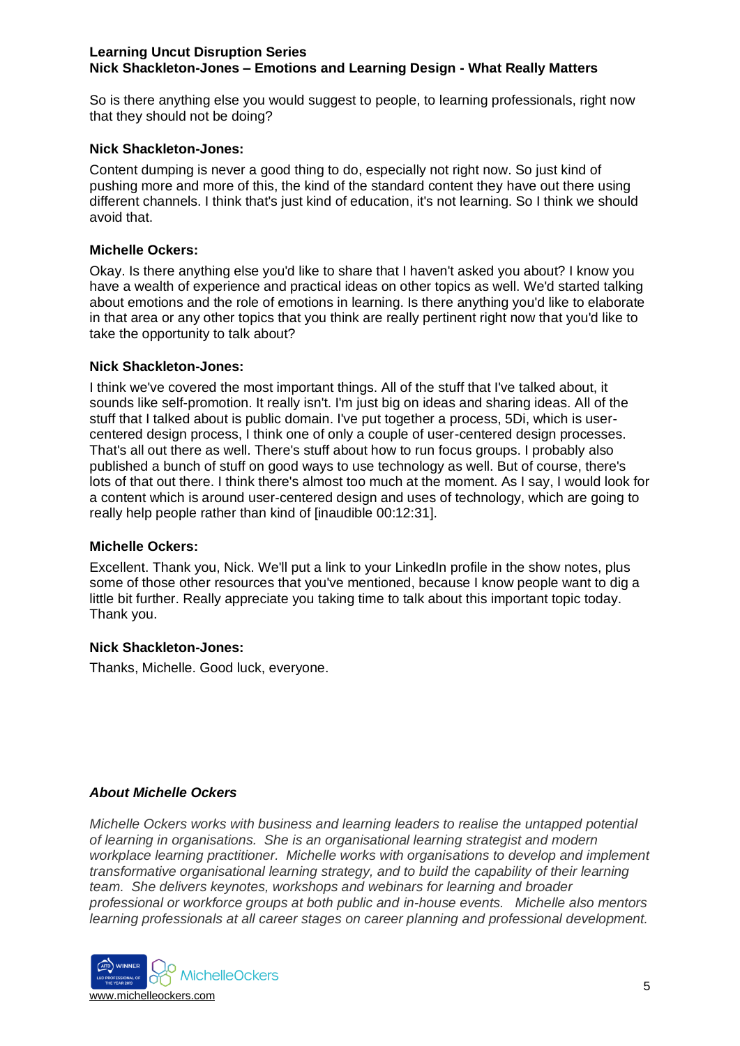So is there anything else you would suggest to people, to learning professionals, right now that they should not be doing?

**Nick Shackleton-Jones:**

Content dumping is never a good thing to do, especially not right now. So just kind of pushing more and more of this, the kind of the standard content they have out there using different channels. I think that's just kind of education, it's not learning. So I think we should avoid that.

**Michelle Ockers:**

Okay. Is there anything else you'd like to share that I haven't asked you about? I know you have a wealth of experience and practical ideas on other topics as well. We'd started talking about emotions and the role of emotions in learning. Is there anything you'd like to elaborate in that area or any other topics that you think are really pertinent right now that you'd like to take the opportunity to talk about?

**Nick Shackleton-Jones:**

I think we've covered the most important things. All of the stuff that I've talked about, it sounds like self-promotion. It really isn't. I'm just big on ideas and sharing ideas. All of the stuff that I talked about is public domain. I've put together a process, 5Di, which is user-centered design process, I think one of only a couple of user-centered design processes. That's all out there as well. There's stuff about how to run focus groups. I probably also published a bunch of stuff on good ways to use technology as well. But of course, there's lots of that out there. I think there's almost too much at the moment. As I say, I would look for a content which is around user-centered design and uses of technology, which are going to really help people rather than kind of [inaudible 00:12:31].

**Michelle Ockers:**

Excellent. Thank you, Nick. We'll put a link to your LinkedIn profile in the show notes, plus some of those other resources that you've mentioned, because I know people want to dig a little bit further. Really appreciate you taking time to talk about this important topic today. Thank you.

**Nick Shackleton-Jones:**

Thanks, Michelle. Good luck, everyone.

***About Michelle Ockers***

*Michelle Ockers works with business and learning leaders to realise the untapped potential of learning in organisations. She is an organisational learning strategist and modern workplace learning practitioner. Michelle works with organisations to develop and implement transformative organisational learning strategy, and to build the capability of their learning team. She delivers keynotes, workshops and webinars for learning and broader professional or workforce groups at both public and in-house events. Michelle also mentors learning professionals at all career stages on career planning and professional development.*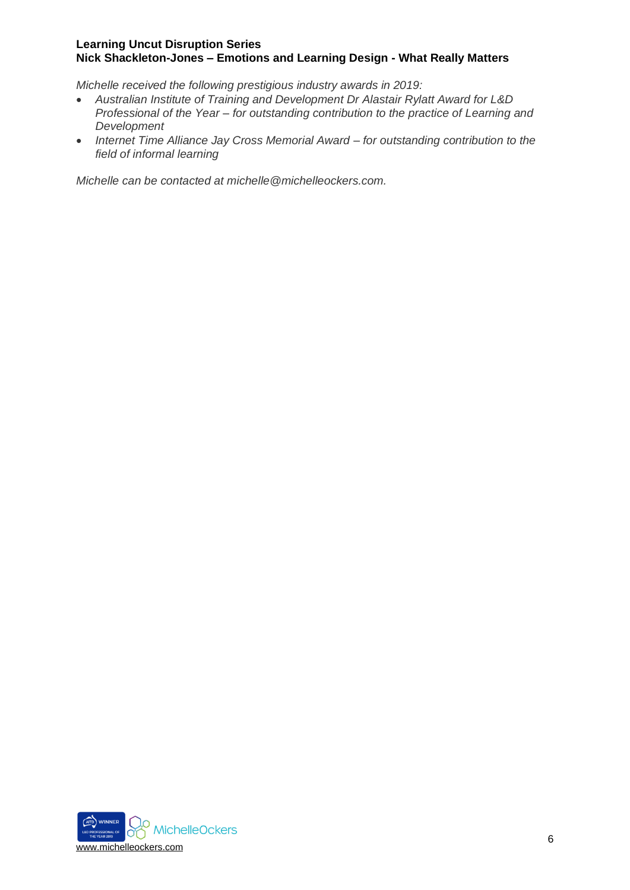*Michelle received the following prestigious industry awards in 2019:*

- *Australian Institute of Training and Development Dr Alastair Rylatt Award for L&D Professional of the Year – for outstanding contribution to the practice of Learning and Development*
- *Internet Time Alliance Jay Cross Memorial Award – for outstanding contribution to the field of informal learning*

*Michelle can be contacted at michelle@michelleockers.com.*